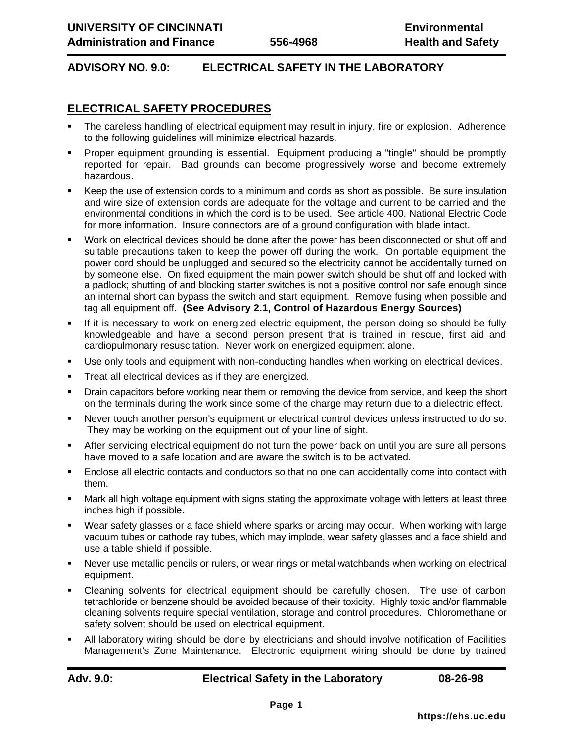UNIVERSITY OF CINCINNATI
Administration and Finance 556-4968

Environmental Health and Safety

## ADVISORY NO. 9.0: ELECTRICAL SAFETY IN THE LABORATORY

### ELECTRICAL SAFETY PROCEDURES

- The careless handling of electrical equipment may result in injury, fire or explosion. Adherence to the following guidelines will minimize electrical hazards.
- Proper equipment grounding is essential. Equipment producing a "tingle" should be promptly reported for repair. Bad grounds can become progressively worse and become extremely hazardous.
- Keep the use of extension cords to a minimum and cords as short as possible. Be sure insulation and wire size of extension cords are adequate for the voltage and current to be carried and the environmental conditions in which the cord is to be used. See article 400, National Electric Code for more information. Insure connectors are of a ground configuration with blade intact.
- Work on electrical devices should be done after the power has been disconnected or shut off and suitable precautions taken to keep the power off during the work. On portable equipment the power cord should be unplugged and secured so the electricity cannot be accidentally turned on by someone else. On fixed equipment the main power switch should be shut off and locked with a padlock; shutting of and blocking starter switches is not a positive control nor safe enough since an internal short can bypass the switch and start equipment. Remove fusing when possible and tag all equipment off. **(See Advisory 2.1, Control of Hazardous Energy Sources)**
- If it is necessary to work on energized electric equipment, the person doing so should be fully knowledgeable and have a second person present that is trained in rescue, first aid and cardiopulmonary resuscitation. Never work on energized equipment alone.
- Use only tools and equipment with non-conducting handles when working on electrical devices.
- Treat all electrical devices as if they are energized.
- Drain capacitors before working near them or removing the device from service, and keep the short on the terminals during the work since some of the charge may return due to a dielectric effect.
- Never touch another person's equipment or electrical control devices unless instructed to do so. They may be working on the equipment out of your line of sight.
- After servicing electrical equipment do not turn the power back on until you are sure all persons have moved to a safe location and are aware the switch is to be activated.
- Enclose all electric contacts and conductors so that no one can accidentally come into contact with them.
- Mark all high voltage equipment with signs stating the approximate voltage with letters at least three inches high if possible.
- Wear safety glasses or a face shield where sparks or arcing may occur. When working with large vacuum tubes or cathode ray tubes, which may implode, wear safety glasses and a face shield and use a table shield if possible.
- Never use metallic pencils or rulers, or wear rings or metal watchbands when working on electrical equipment.
- Cleaning solvents for electrical equipment should be carefully chosen. The use of carbon tetrachloride or benzene should be avoided because of their toxicity. Highly toxic and/or flammable cleaning solvents require special ventilation, storage and control procedures. Chloromethane or safety solvent should be used on electrical equipment.
- All laboratory wiring should be done by electricians and should involve notification of Facilities Management's Zone Maintenance. Electronic equipment wiring should be done by trained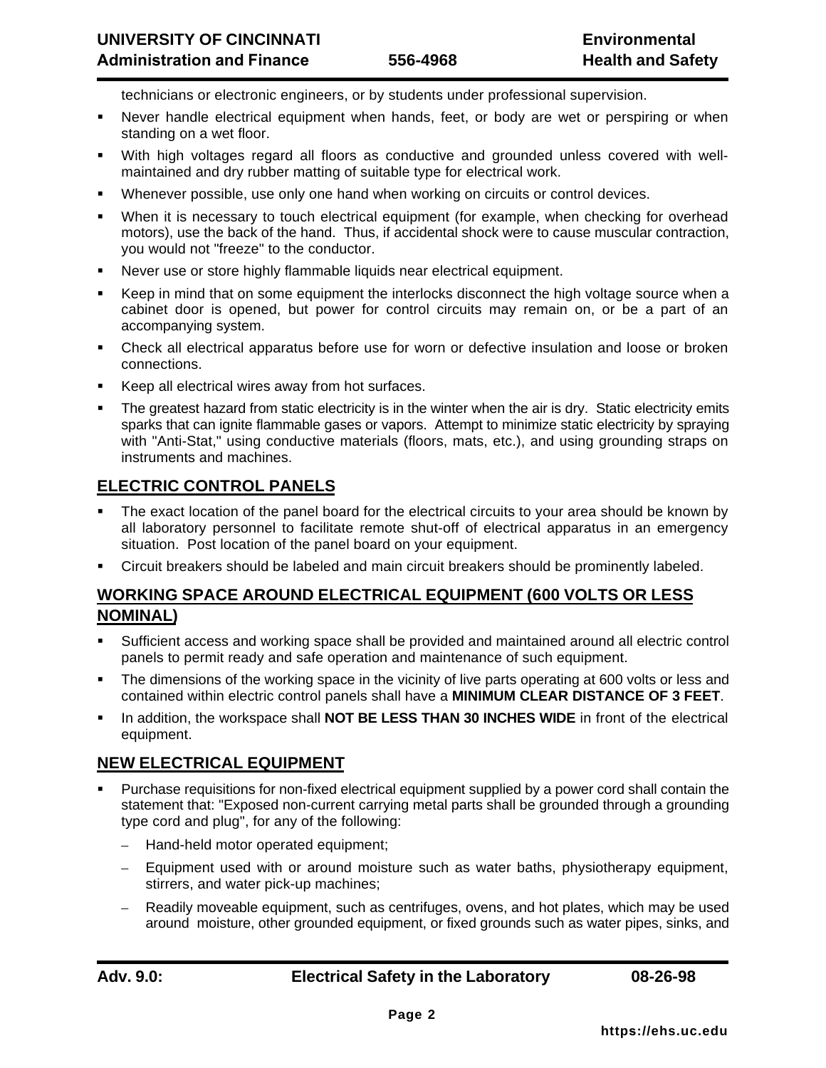technicians or electronic engineers, or by students under professional supervision.

- Never handle electrical equipment when hands, feet, or body are wet or perspiring or when standing on a wet floor.
- With high voltages regard all floors as conductive and grounded unless covered with well-maintained and dry rubber matting of suitable type for electrical work.
- Whenever possible, use only one hand when working on circuits or control devices.
- When it is necessary to touch electrical equipment (for example, when checking for overhead motors), use the back of the hand. Thus, if accidental shock were to cause muscular contraction, you would not "freeze" to the conductor.
- Never use or store highly flammable liquids near electrical equipment.
- Keep in mind that on some equipment the interlocks disconnect the high voltage source when a cabinet door is opened, but power for control circuits may remain on, or be a part of an accompanying system.
- Check all electrical apparatus before use for worn or defective insulation and loose or broken connections.
- Keep all electrical wires away from hot surfaces.
- The greatest hazard from static electricity is in the winter when the air is dry. Static electricity emits sparks that can ignite flammable gases or vapors. Attempt to minimize static electricity by spraying with "Anti-Stat," using conductive materials (floors, mats, etc.), and using grounding straps on instruments and machines.

## ELECTRIC CONTROL PANELS

- The exact location of the panel board for the electrical circuits to your area should be known by all laboratory personnel to facilitate remote shut-off of electrical apparatus in an emergency situation. Post location of the panel board on your equipment.
- Circuit breakers should be labeled and main circuit breakers should be prominently labeled.

## WORKING SPACE AROUND ELECTRICAL EQUIPMENT (600 VOLTS OR LESS NOMINAL)

- Sufficient access and working space shall be provided and maintained around all electric control panels to permit ready and safe operation and maintenance of such equipment.
- The dimensions of the working space in the vicinity of live parts operating at 600 volts or less and contained within electric control panels shall have a **MINIMUM CLEAR DISTANCE OF 3 FEET**.
- In addition, the workspace shall **NOT BE LESS THAN 30 INCHES WIDE** in front of the electrical equipment.

## NEW ELECTRICAL EQUIPMENT

- Purchase requisitions for non-fixed electrical equipment supplied by a power cord shall contain the statement that: "Exposed non-current carrying metal parts shall be grounded through a grounding type cord and plug", for any of the following:
  - Hand-held motor operated equipment;
  - Equipment used with or around moisture such as water baths, physiotherapy equipment, stirrers, and water pick-up machines;
  - Readily moveable equipment, such as centrifuges, ovens, and hot plates, which may be used around moisture, other grounded equipment, or fixed grounds such as water pipes, sinks, and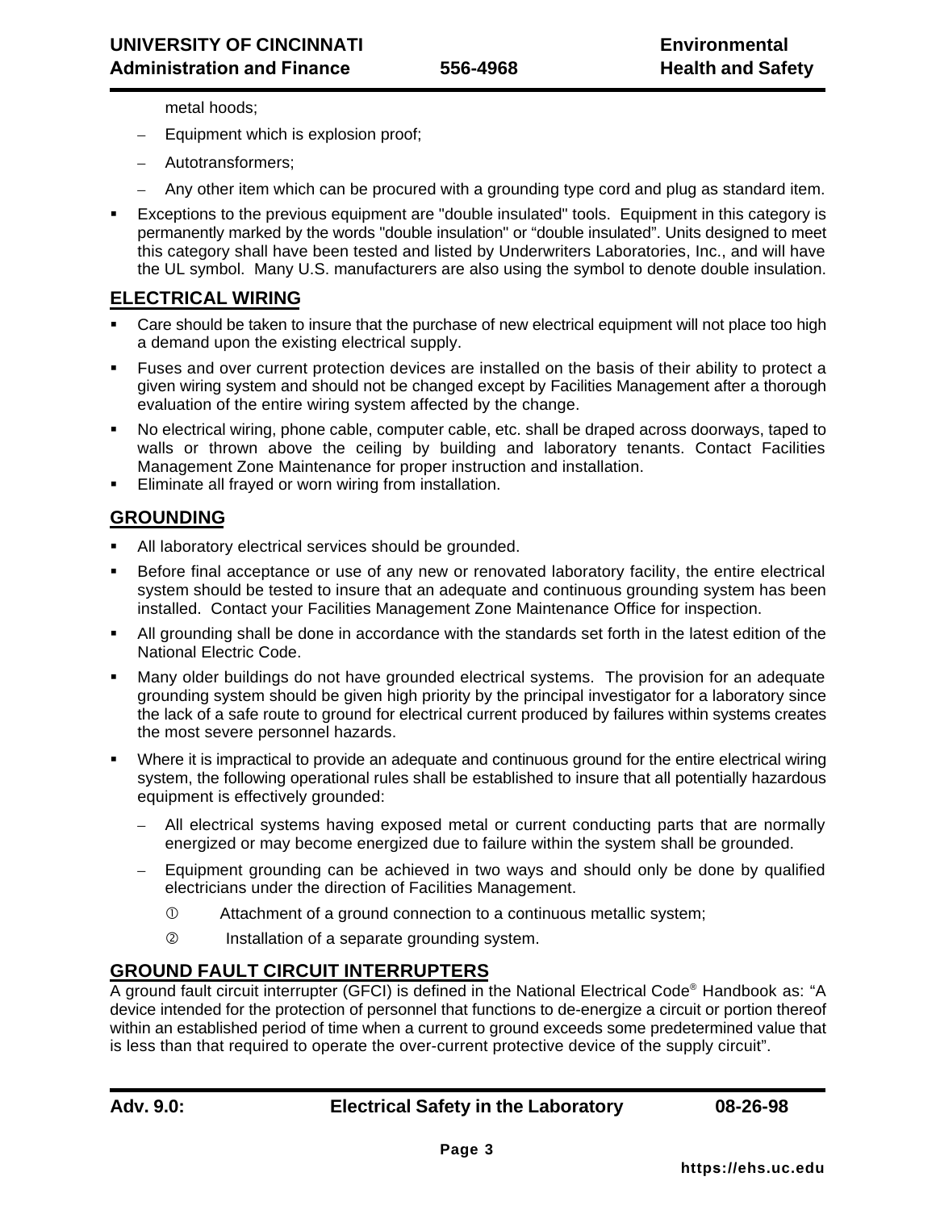metal hoods;

- Equipment which is explosion proof;
- Autotransformers;
- Any other item which can be procured with a grounding type cord and plug as standard item.

- Exceptions to the previous equipment are "double insulated" tools. Equipment in this category is permanently marked by the words "double insulation" or "double insulated". Units designed to meet this category shall have been tested and listed by Underwriters Laboratories, Inc., and will have the UL symbol. Many U.S. manufacturers are also using the symbol to denote double insulation.

## ELECTRICAL WIRING

- Care should be taken to insure that the purchase of new electrical equipment will not place too high a demand upon the existing electrical supply.
- Fuses and over current protection devices are installed on the basis of their ability to protect a given wiring system and should not be changed except by Facilities Management after a thorough evaluation of the entire wiring system affected by the change.
- No electrical wiring, phone cable, computer cable, etc. shall be draped across doorways, taped to walls or thrown above the ceiling by building and laboratory tenants. Contact Facilities Management Zone Maintenance for proper instruction and installation.
- Eliminate all frayed or worn wiring from installation.

## GROUNDING

- All laboratory electrical services should be grounded.
- Before final acceptance or use of any new or renovated laboratory facility, the entire electrical system should be tested to insure that an adequate and continuous grounding system has been installed. Contact your Facilities Management Zone Maintenance Office for inspection.
- All grounding shall be done in accordance with the standards set forth in the latest edition of the National Electric Code.
- Many older buildings do not have grounded electrical systems. The provision for an adequate grounding system should be given high priority by the principal investigator for a laboratory since the lack of a safe route to ground for electrical current produced by failures within systems creates the most severe personnel hazards.
- Where it is impractical to provide an adequate and continuous ground for the entire electrical wiring system, the following operational rules shall be established to insure that all potentially hazardous equipment is effectively grounded:
  - All electrical systems having exposed metal or current conducting parts that are normally energized or may become energized due to failure within the system shall be grounded.
  - Equipment grounding can be achieved in two ways and should only be done by qualified electricians under the direction of Facilities Management.
    1. Attachment of a ground connection to a continuous metallic system;
    2. Installation of a separate grounding system.

## GROUND FAULT CIRCUIT INTERRUPTERS

A ground fault circuit interrupter (GFCI) is defined in the National Electrical Code® Handbook as: "A device intended for the protection of personnel that functions to de-energize a circuit or portion thereof within an established period of time when a current to ground exceeds some predetermined value that is less than that required to operate the over-current protective device of the supply circuit".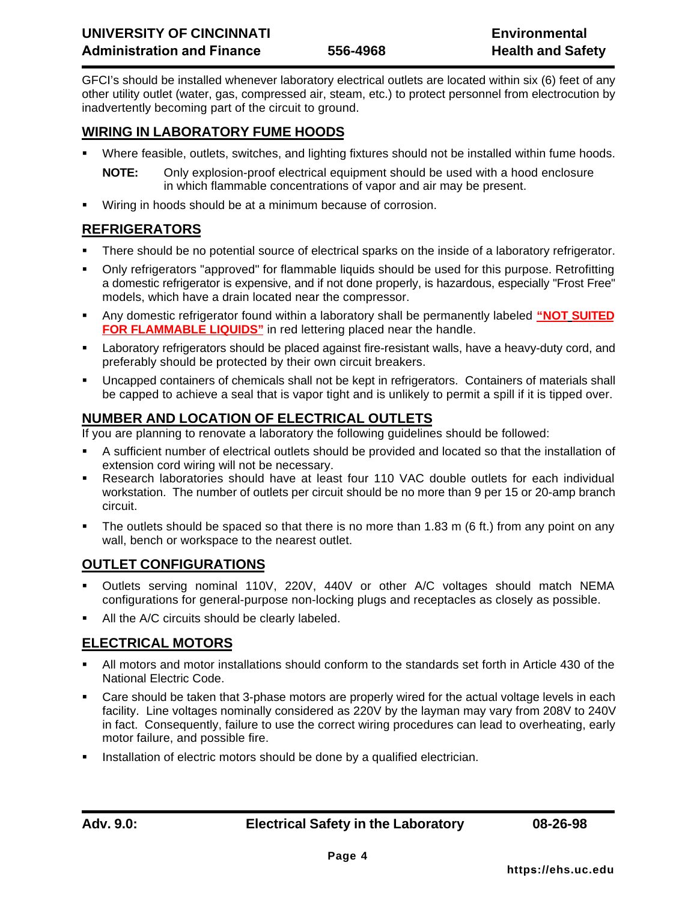GFCI's should be installed whenever laboratory electrical outlets are located within six (6) feet of any other utility outlet (water, gas, compressed air, steam, etc.) to protect personnel from electrocution by inadvertently becoming part of the circuit to ground.

## WIRING IN LABORATORY FUME HOODS

- Where feasible, outlets, switches, and lighting fixtures should not be installed within fume hoods.

  **NOTE:** Only explosion-proof electrical equipment should be used with a hood enclosure in which flammable concentrations of vapor and air may be present.

- Wiring in hoods should be at a minimum because of corrosion.

## REFRIGERATORS

- There should be no potential source of electrical sparks on the inside of a laboratory refrigerator.
- Only refrigerators "approved" for flammable liquids should be used for this purpose. Retrofitting a domestic refrigerator is expensive, and if not done properly, is hazardous, especially "Frost Free" models, which have a drain located near the compressor.
- Any domestic refrigerator found within a laboratory shall be permanently labeled **"NOT SUITED FOR FLAMMABLE LIQUIDS"** in red lettering placed near the handle.
- Laboratory refrigerators should be placed against fire-resistant walls, have a heavy-duty cord, and preferably should be protected by their own circuit breakers.
- Uncapped containers of chemicals shall not be kept in refrigerators. Containers of materials shall be capped to achieve a seal that is vapor tight and is unlikely to permit a spill if it is tipped over.

## NUMBER AND LOCATION OF ELECTRICAL OUTLETS

If you are planning to renovate a laboratory the following guidelines should be followed:

- A sufficient number of electrical outlets should be provided and located so that the installation of extension cord wiring will not be necessary.
- Research laboratories should have at least four 110 VAC double outlets for each individual workstation. The number of outlets per circuit should be no more than 9 per 15 or 20-amp branch circuit.
- The outlets should be spaced so that there is no more than 1.83 m (6 ft.) from any point on any wall, bench or workspace to the nearest outlet.

## OUTLET CONFIGURATIONS

- Outlets serving nominal 110V, 220V, 440V or other A/C voltages should match NEMA configurations for general-purpose non-locking plugs and receptacles as closely as possible.
- All the A/C circuits should be clearly labeled.

## ELECTRICAL MOTORS

- All motors and motor installations should conform to the standards set forth in Article 430 of the National Electric Code.
- Care should be taken that 3-phase motors are properly wired for the actual voltage levels in each facility. Line voltages nominally considered as 220V by the layman may vary from 208V to 240V in fact. Consequently, failure to use the correct wiring procedures can lead to overheating, early motor failure, and possible fire.
- Installation of electric motors should be done by a qualified electrician.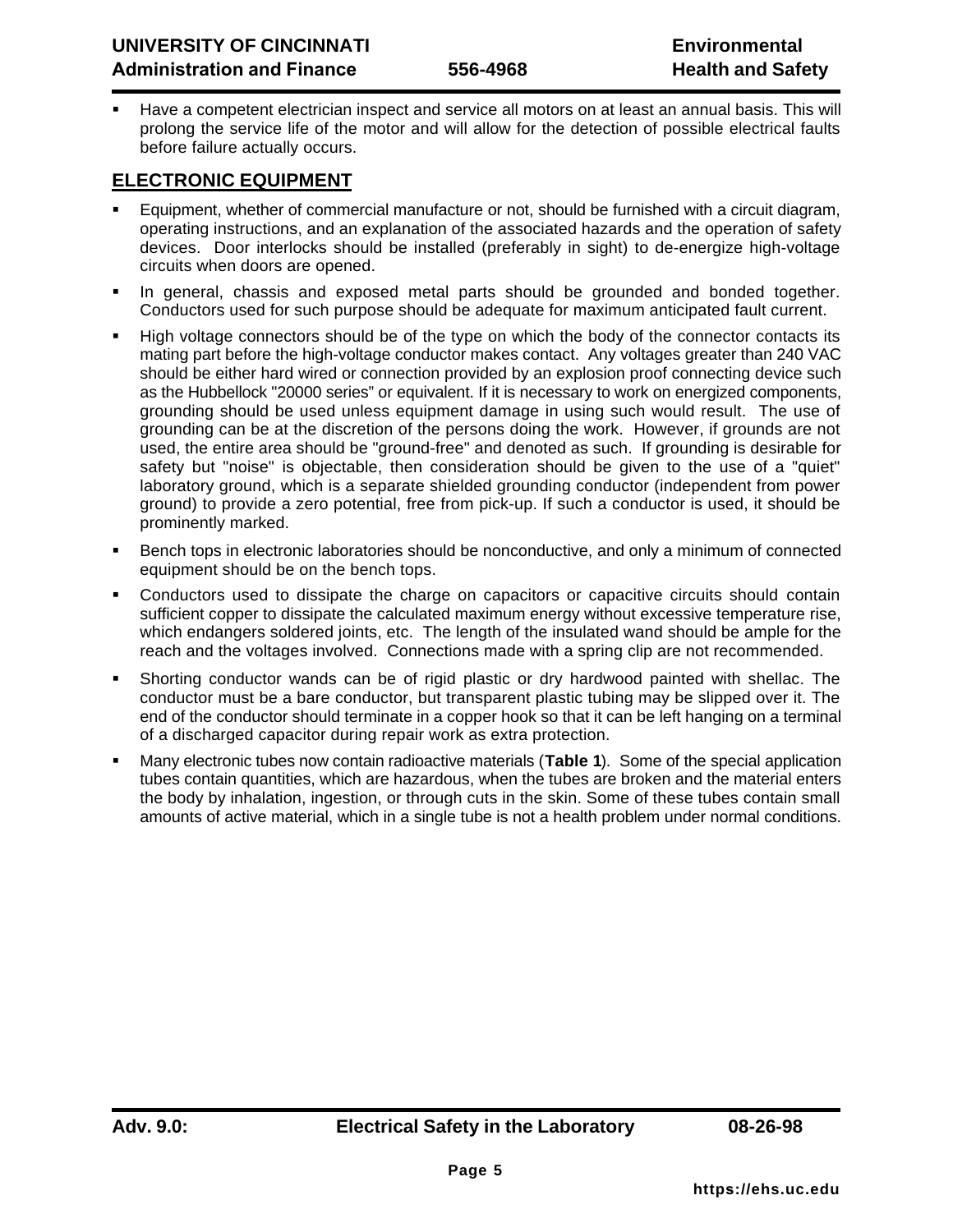- Have a competent electrician inspect and service all motors on at least an annual basis. This will prolong the service life of the motor and will allow for the detection of possible electrical faults before failure actually occurs.

## ELECTRONIC EQUIPMENT

- Equipment, whether of commercial manufacture or not, should be furnished with a circuit diagram, operating instructions, and an explanation of the associated hazards and the operation of safety devices. Door interlocks should be installed (preferably in sight) to de-energize high-voltage circuits when doors are opened.
- In general, chassis and exposed metal parts should be grounded and bonded together. Conductors used for such purpose should be adequate for maximum anticipated fault current.
- High voltage connectors should be of the type on which the body of the connector contacts its mating part before the high-voltage conductor makes contact. Any voltages greater than 240 VAC should be either hard wired or connection provided by an explosion proof connecting device such as the Hubbellock "20000 series" or equivalent. If it is necessary to work on energized components, grounding should be used unless equipment damage in using such would result. The use of grounding can be at the discretion of the persons doing the work. However, if grounds are not used, the entire area should be "ground-free" and denoted as such. If grounding is desirable for safety but "noise" is objectable, then consideration should be given to the use of a "quiet" laboratory ground, which is a separate shielded grounding conductor (independent from power ground) to provide a zero potential, free from pick-up. If such a conductor is used, it should be prominently marked.
- Bench tops in electronic laboratories should be nonconductive, and only a minimum of connected equipment should be on the bench tops.
- Conductors used to dissipate the charge on capacitors or capacitive circuits should contain sufficient copper to dissipate the calculated maximum energy without excessive temperature rise, which endangers soldered joints, etc. The length of the insulated wand should be ample for the reach and the voltages involved. Connections made with a spring clip are not recommended.
- Shorting conductor wands can be of rigid plastic or dry hardwood painted with shellac. The conductor must be a bare conductor, but transparent plastic tubing may be slipped over it. The end of the conductor should terminate in a copper hook so that it can be left hanging on a terminal of a discharged capacitor during repair work as extra protection.
- Many electronic tubes now contain radioactive materials (**Table 1**). Some of the special application tubes contain quantities, which are hazardous, when the tubes are broken and the material enters the body by inhalation, ingestion, or through cuts in the skin. Some of these tubes contain small amounts of active material, which in a single tube is not a health problem under normal conditions.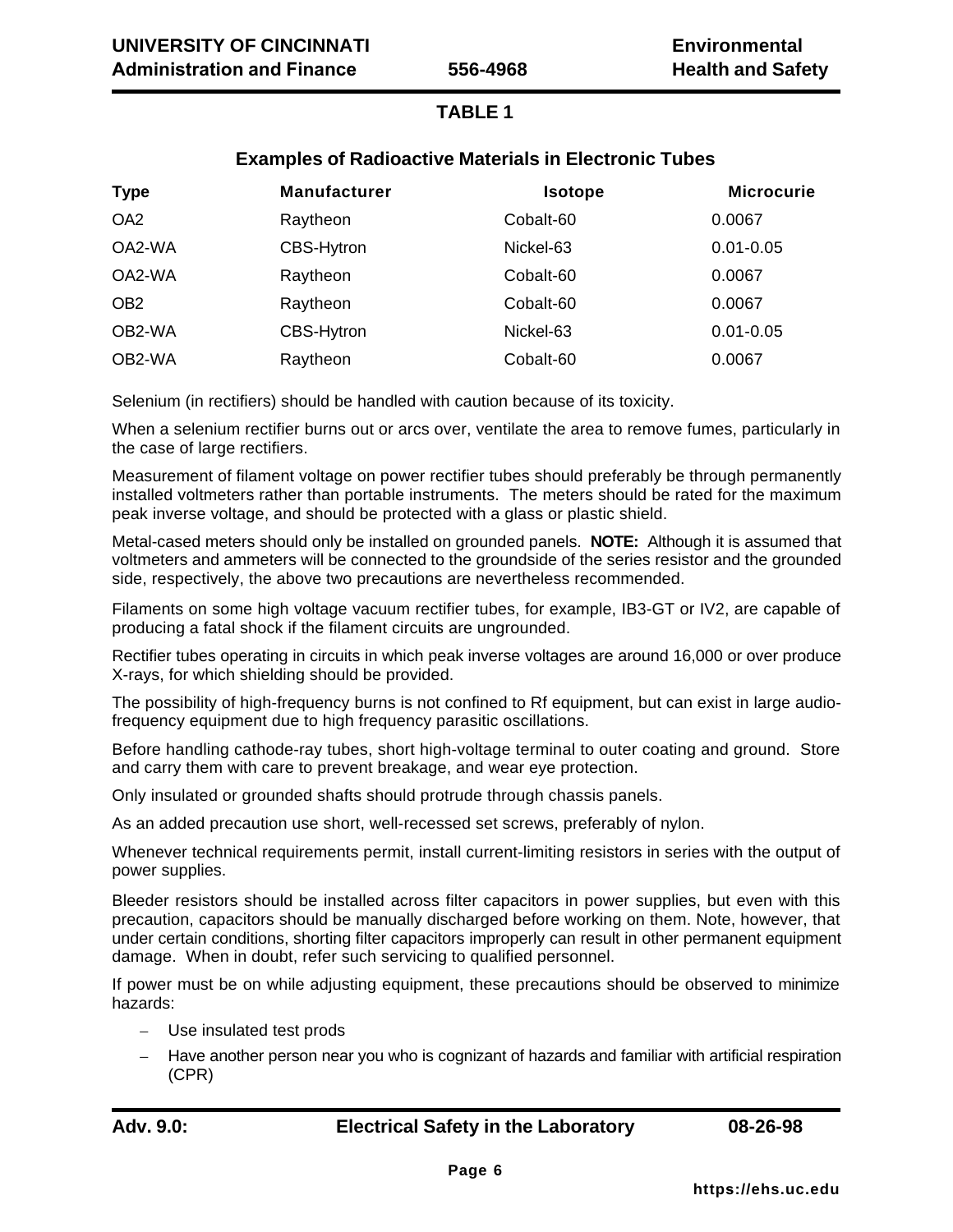## TABLE 1

### Examples of Radioactive Materials in Electronic Tubes

| Type | Manufacturer | Isotope | Microcurie |
|---|---|---|---|
| OA2 | Raytheon | Cobalt-60 | 0.0067 |
| OA2-WA | CBS-Hytron | Nickel-63 | 0.01-0.05 |
| OA2-WA | Raytheon | Cobalt-60 | 0.0067 |
| OB2 | Raytheon | Cobalt-60 | 0.0067 |
| OB2-WA | CBS-Hytron | Nickel-63 | 0.01-0.05 |
| OB2-WA | Raytheon | Cobalt-60 | 0.0067 |

Selenium (in rectifiers) should be handled with caution because of its toxicity.

When a selenium rectifier burns out or arcs over, ventilate the area to remove fumes, particularly in the case of large rectifiers.

Measurement of filament voltage on power rectifier tubes should preferably be through permanently installed voltmeters rather than portable instruments. The meters should be rated for the maximum peak inverse voltage, and should be protected with a glass or plastic shield.

Metal-cased meters should only be installed on grounded panels. **NOTE:** Although it is assumed that voltmeters and ammeters will be connected to the groundside of the series resistor and the grounded side, respectively, the above two precautions are nevertheless recommended.

Filaments on some high voltage vacuum rectifier tubes, for example, IB3-GT or IV2, are capable of producing a fatal shock if the filament circuits are ungrounded.

Rectifier tubes operating in circuits in which peak inverse voltages are around 16,000 or over produce X-rays, for which shielding should be provided.

The possibility of high-frequency burns is not confined to Rf equipment, but can exist in large audio-frequency equipment due to high frequency parasitic oscillations.

Before handling cathode-ray tubes, short high-voltage terminal to outer coating and ground. Store and carry them with care to prevent breakage, and wear eye protection.

Only insulated or grounded shafts should protrude through chassis panels.

As an added precaution use short, well-recessed set screws, preferably of nylon.

Whenever technical requirements permit, install current-limiting resistors in series with the output of power supplies.

Bleeder resistors should be installed across filter capacitors in power supplies, but even with this precaution, capacitors should be manually discharged before working on them. Note, however, that under certain conditions, shorting filter capacitors improperly can result in other permanent equipment damage. When in doubt, refer such servicing to qualified personnel.

If power must be on while adjusting equipment, these precautions should be observed to minimize hazards:

- Use insulated test prods
- Have another person near you who is cognizant of hazards and familiar with artificial respiration (CPR)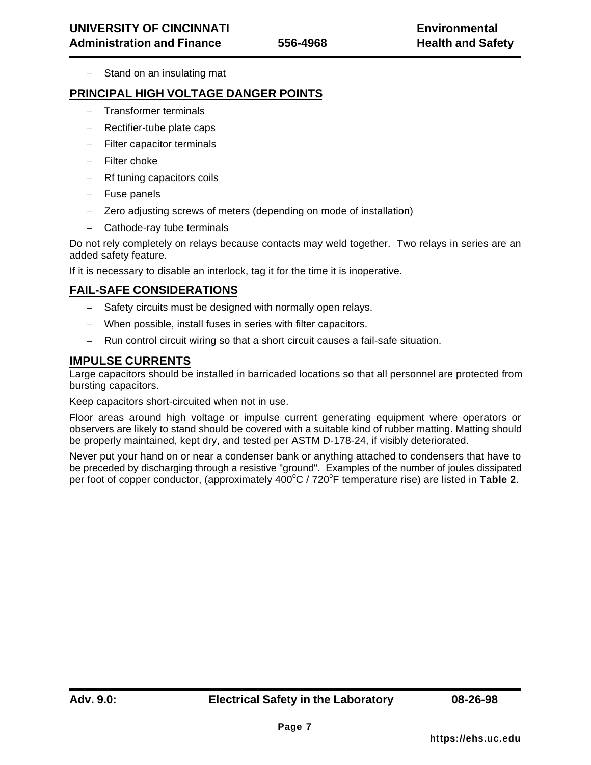- Stand on an insulating mat

## PRINCIPAL HIGH VOLTAGE DANGER POINTS

- Transformer terminals
- Rectifier-tube plate caps
- Filter capacitor terminals
- Filter choke
- Rf tuning capacitors coils
- Fuse panels
- Zero adjusting screws of meters (depending on mode of installation)
- Cathode-ray tube terminals

Do not rely completely on relays because contacts may weld together. Two relays in series are an added safety feature.

If it is necessary to disable an interlock, tag it for the time it is inoperative.

## FAIL-SAFE CONSIDERATIONS

- Safety circuits must be designed with normally open relays.
- When possible, install fuses in series with filter capacitors.
- Run control circuit wiring so that a short circuit causes a fail-safe situation.

## IMPULSE CURRENTS

Large capacitors should be installed in barricaded locations so that all personnel are protected from bursting capacitors.

Keep capacitors short-circuited when not in use.

Floor areas around high voltage or impulse current generating equipment where operators or observers are likely to stand should be covered with a suitable kind of rubber matting. Matting should be properly maintained, kept dry, and tested per ASTM D-178-24, if visibly deteriorated.

Never put your hand on or near a condenser bank or anything attached to condensers that have to be preceded by discharging through a resistive "ground". Examples of the number of joules dissipated per foot of copper conductor, (approximately 400°C / 720°F temperature rise) are listed in **Table 2**.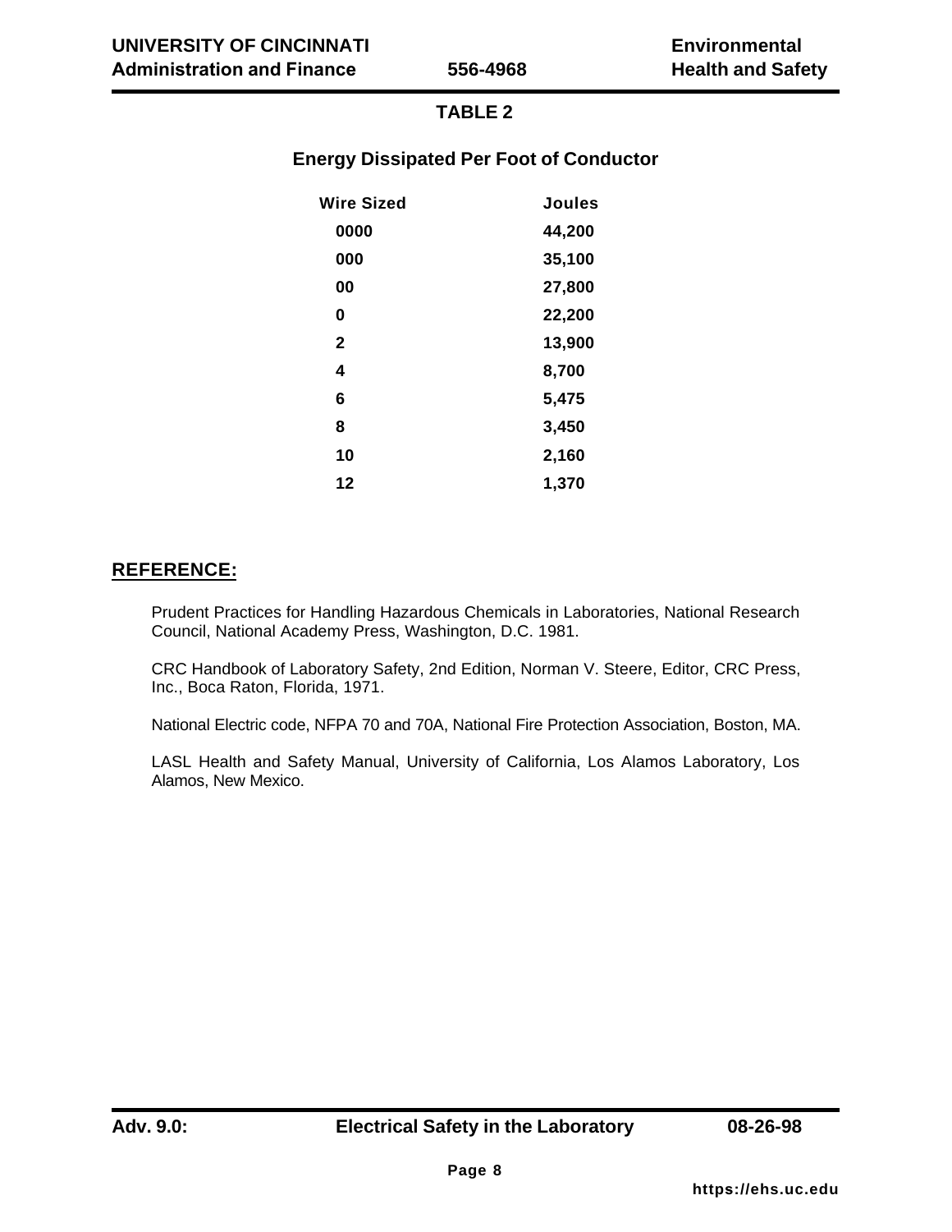## TABLE 2

### Energy Dissipated Per Foot of Conductor

| Wire Sized | Joules |
|---|---|
| 0000 | 44,200 |
| 000 | 35,100 |
| 00 | 27,800 |
| 0 | 22,200 |
| 2 | 13,900 |
| 4 | 8,700 |
| 6 | 5,475 |
| 8 | 3,450 |
| 10 | 2,160 |
| 12 | 1,370 |

## REFERENCE:

Prudent Practices for Handling Hazardous Chemicals in Laboratories, National Research Council, National Academy Press, Washington, D.C. 1981.

CRC Handbook of Laboratory Safety, 2nd Edition, Norman V. Steere, Editor, CRC Press, Inc., Boca Raton, Florida, 1971.

National Electric code, NFPA 70 and 70A, National Fire Protection Association, Boston, MA.

LASL Health and Safety Manual, University of California, Los Alamos Laboratory, Los Alamos, New Mexico.